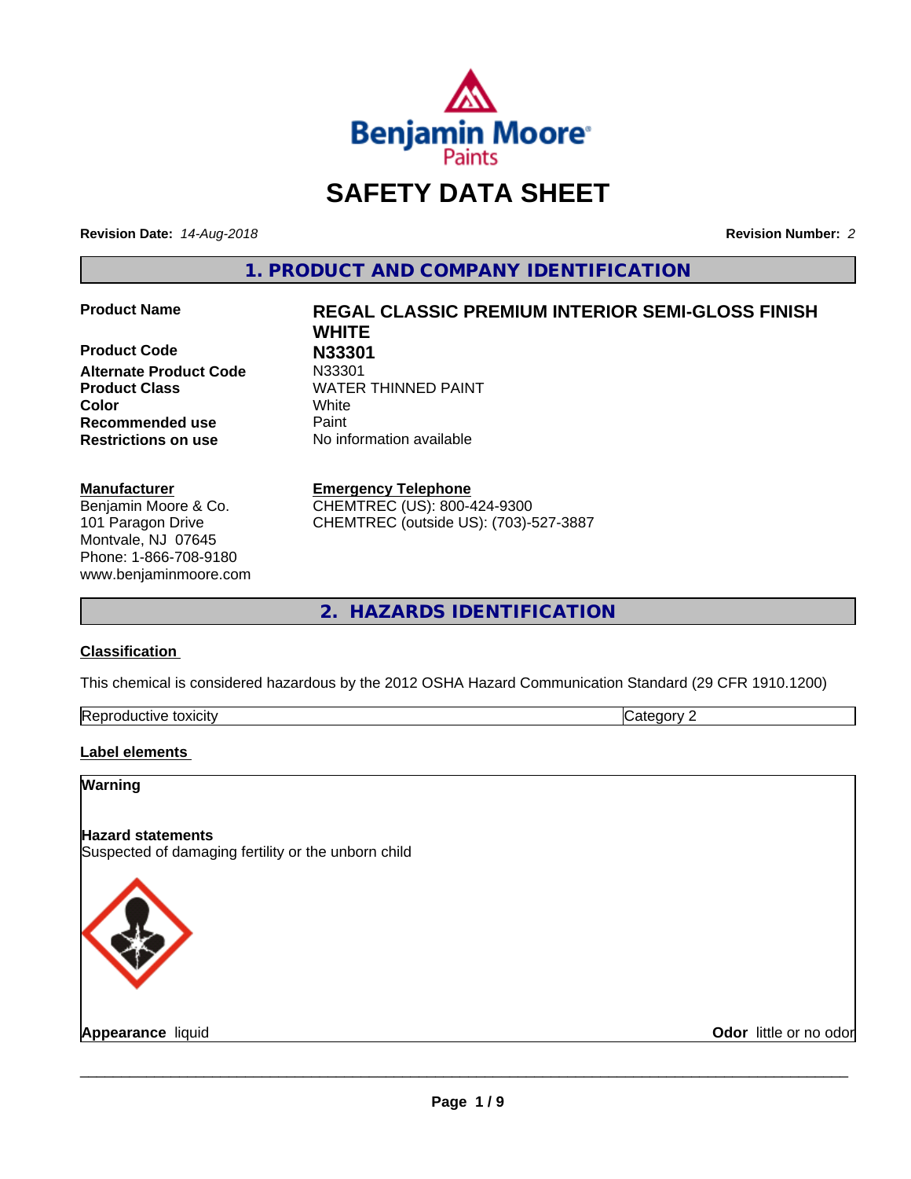# SAFETY DATA SHEET

**Revision Date:** *14-Aug-2018*

**Revision Number:** *2*

## 1. PRODUCT AND COMPANY IDENTIFICATION

| | |
|---|---|
| **Product Name** | **REGAL CLASSIC PREMIUM INTERIOR SEMI-GLOSS FINISH WHITE** |
| **Product Code** | **N33301** |
| **Alternate Product Code** | N33301 |
| **Product Class** | WATER THINNED PAINT |
| **Color** | White |
| **Recommended use** | Paint |
| **Restrictions on use** | No information available |

**Manufacturer**
Benjamin Moore & Co.
101 Paragon Drive
Montvale, NJ 07645
Phone: 1-866-708-9180
www.benjaminmoore.com

**Emergency Telephone**
CHEMTREC (US): 800-424-9300
CHEMTREC (outside US): (703)-527-3887

## 2. HAZARDS IDENTIFICATION

**Classification**

This chemical is considered hazardous by the 2012 OSHA Hazard Communication Standard (29 CFR 1910.1200)

| Reproductive toxicity | Category 2 |
|---|---|

**Label elements**

**Warning**

**Hazard statements**
Suspected of damaging fertility or the unborn child

**Appearance** liquid

**Odor** little or no odor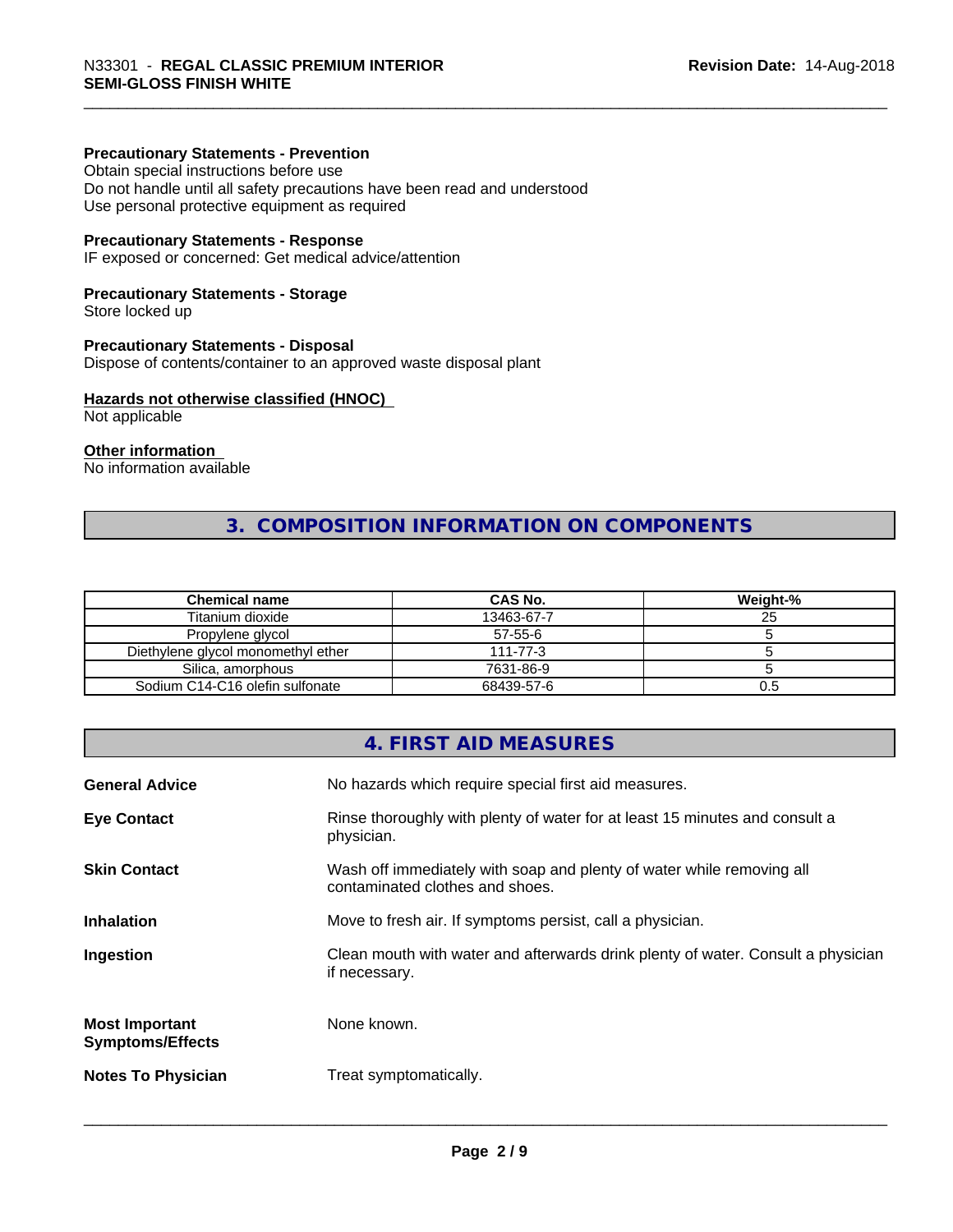**Precautionary Statements - Prevention**

Obtain special instructions before use
Do not handle until all safety precautions have been read and understood
Use personal protective equipment as required

**Precautionary Statements - Response**

IF exposed or concerned: Get medical advice/attention

**Precautionary Statements - Storage**

Store locked up

**Precautionary Statements - Disposal**

Dispose of contents/container to an approved waste disposal plant

**Hazards not otherwise classified (HNOC)**

Not applicable

**Other information**

No information available

## 3. COMPOSITION INFORMATION ON COMPONENTS

| Chemical name | CAS No. | Weight-% |
|---|---|---|
| Titanium dioxide | 13463-67-7 | 25 |
| Propylene glycol | 57-55-6 | 5 |
| Diethylene glycol monomethyl ether | 111-77-3 | 5 |
| Silica, amorphous | 7631-86-9 | 5 |
| Sodium C14-C16 olefin sulfonate | 68439-57-6 | 0.5 |

## 4. FIRST AID MEASURES

**General Advice**
No hazards which require special first aid measures.

**Eye Contact**
Rinse thoroughly with plenty of water for at least 15 minutes and consult a physician.

**Skin Contact**
Wash off immediately with soap and plenty of water while removing all contaminated clothes and shoes.

**Inhalation**
Move to fresh air. If symptoms persist, call a physician.

**Ingestion**
Clean mouth with water and afterwards drink plenty of water. Consult a physician if necessary.

**Most Important Symptoms/Effects**
None known.

**Notes To Physician**
Treat symptomatically.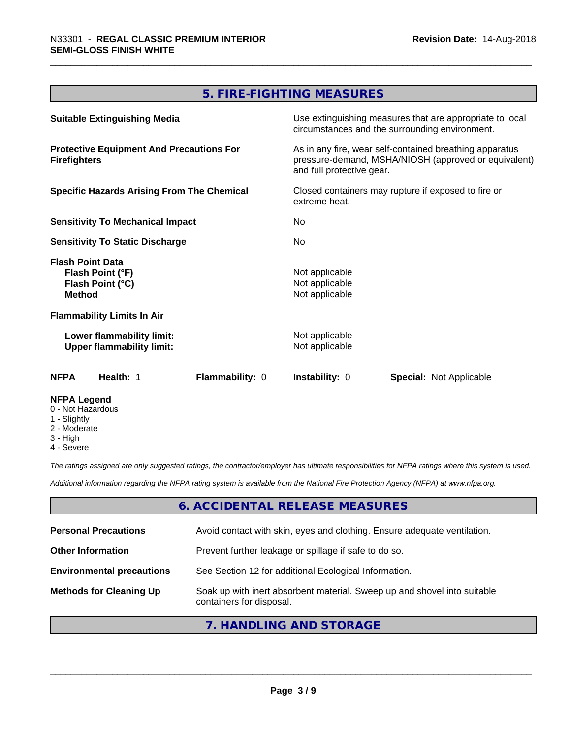## 5. FIRE-FIGHTING MEASURES

| | |
|---|---|
| **Suitable Extinguishing Media** | Use extinguishing measures that are appropriate to local circumstances and the surrounding environment. |
| **Protective Equipment And Precautions For Firefighters** | As in any fire, wear self-contained breathing apparatus pressure-demand, MSHA/NIOSH (approved or equivalent) and full protective gear. |
| **Specific Hazards Arising From The Chemical** | Closed containers may rupture if exposed to fire or extreme heat. |
| **Sensitivity To Mechanical Impact** | No |
| **Sensitivity To Static Discharge** | No |
| **Flash Point Data** | |
| **Flash Point (°F)** | Not applicable |
| **Flash Point (°C)** | Not applicable |
| **Method** | Not applicable |
| **Flammability Limits In Air** | |
| **Lower flammability limit:** | Not applicable |
| **Upper flammability limit:** | Not applicable |

| **NFPA** | **Health:** 1 | **Flammability:** 0 | **Instability:** 0 | **Special:** Not Applicable |
|---|---|---|---|---|

**NFPA Legend**
- 0 - Not Hazardous
- 1 - Slightly
- 2 - Moderate
- 3 - High
- 4 - Severe

*The ratings assigned are only suggested ratings, the contractor/employer has ultimate responsibilities for NFPA ratings where this system is used.*

*Additional information regarding the NFPA rating system is available from the National Fire Protection Agency (NFPA) at www.nfpa.org.*

## 6. ACCIDENTAL RELEASE MEASURES

| | |
|---|---|
| **Personal Precautions** | Avoid contact with skin, eyes and clothing. Ensure adequate ventilation. |
| **Other Information** | Prevent further leakage or spillage if safe to do so. |
| **Environmental precautions** | See Section 12 for additional Ecological Information. |
| **Methods for Cleaning Up** | Soak up with inert absorbent material. Sweep up and shovel into suitable containers for disposal. |

## 7. HANDLING AND STORAGE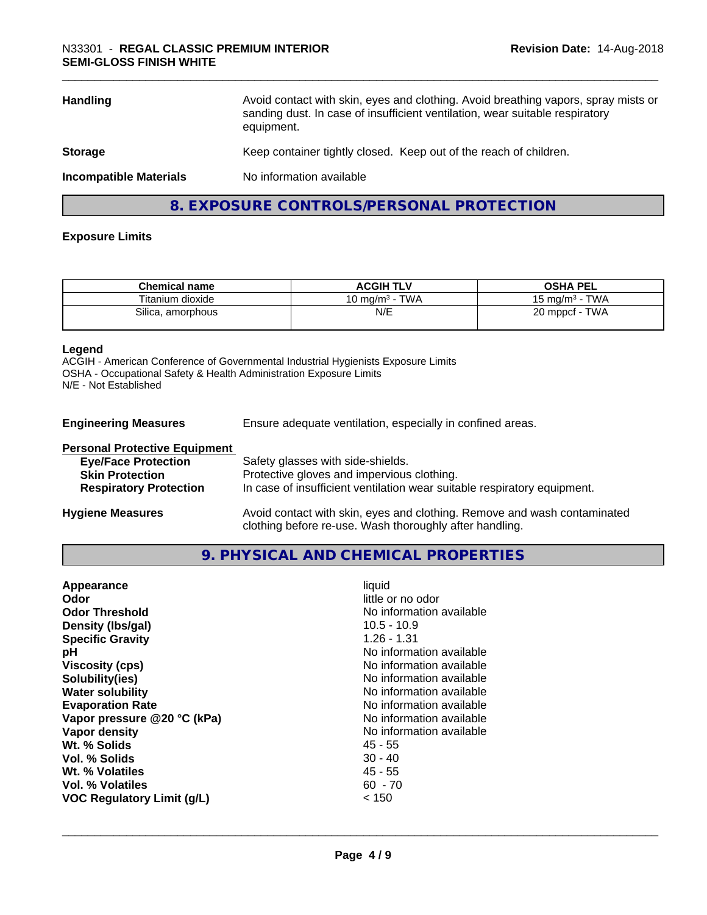| | |
|---|---|
| **Handling** | Avoid contact with skin, eyes and clothing. Avoid breathing vapors, spray mists or sanding dust. In case of insufficient ventilation, wear suitable respiratory equipment. |
| **Storage** | Keep container tightly closed. Keep out of the reach of children. |
| **Incompatible Materials** | No information available |

## 8. EXPOSURE CONTROLS/PERSONAL PROTECTION

### Exposure Limits

| Chemical name | ACGIH TLV | OSHA PEL |
|---|---|---|
| Titanium dioxide | 10 mg/m³ - TWA | 15 mg/m³ - TWA |
| Silica, amorphous | N/E | 20 mppcf - TWA |

**Legend**
ACGIH - American Conference of Governmental Industrial Hygienists Exposure Limits
OSHA - Occupational Safety & Health Administration Exposure Limits
N/E - Not Established

**Engineering Measures** Ensure adequate ventilation, especially in confined areas.

**Personal Protective Equipment**

| | |
|---|---|
| **Eye/Face Protection** | Safety glasses with side-shields. |
| **Skin Protection** | Protective gloves and impervious clothing. |
| **Respiratory Protection** | In case of insufficient ventilation wear suitable respiratory equipment. |

**Hygiene Measures** Avoid contact with skin, eyes and clothing. Remove and wash contaminated clothing before re-use. Wash thoroughly after handling.

## 9. PHYSICAL AND CHEMICAL PROPERTIES

| | |
|---|---|
| **Appearance** | liquid |
| **Odor** | little or no odor |
| **Odor Threshold** | No information available |
| **Density (lbs/gal)** | 10.5 - 10.9 |
| **Specific Gravity** | 1.26 - 1.31 |
| **pH** | No information available |
| **Viscosity (cps)** | No information available |
| **Solubility(ies)** | No information available |
| **Water solubility** | No information available |
| **Evaporation Rate** | No information available |
| **Vapor pressure @20 °C (kPa)** | No information available |
| **Vapor density** | No information available |
| **Wt. % Solids** | 45 - 55 |
| **Vol. % Solids** | 30 - 40 |
| **Wt. % Volatiles** | 45 - 55 |
| **Vol. % Volatiles** | 60 - 70 |
| **VOC Regulatory Limit (g/L)** | < 150 |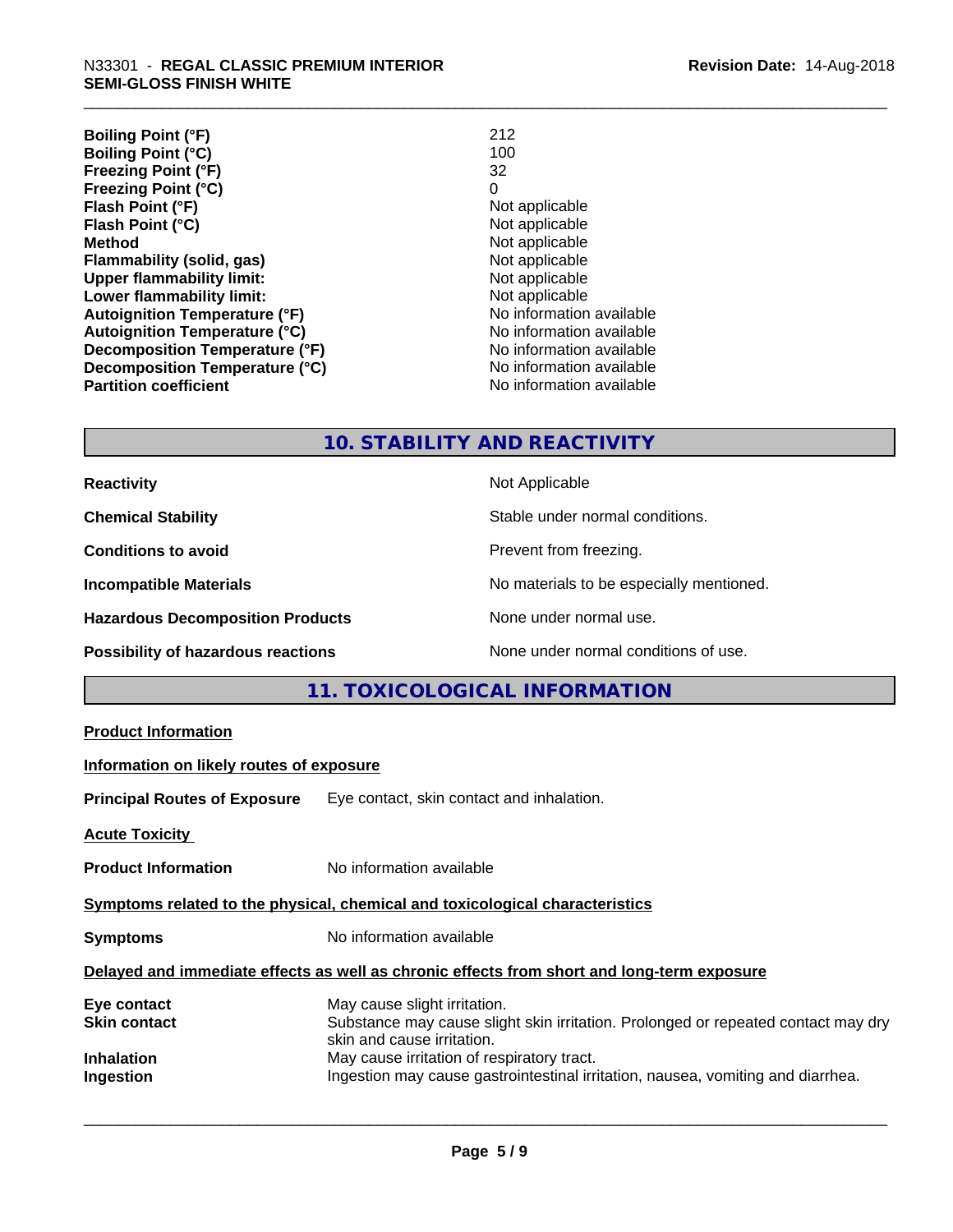| | |
|---|---|
| **Boiling Point (°F)** | 212 |
| **Boiling Point (°C)** | 100 |
| **Freezing Point (°F)** | 32 |
| **Freezing Point (°C)** | 0 |
| **Flash Point (°F)** | Not applicable |
| **Flash Point (°C)** | Not applicable |
| **Method** | Not applicable |
| **Flammability (solid, gas)** | Not applicable |
| **Upper flammability limit:** | Not applicable |
| **Lower flammability limit:** | Not applicable |
| **Autoignition Temperature (°F)** | No information available |
| **Autoignition Temperature (°C)** | No information available |
| **Decomposition Temperature (°F)** | No information available |
| **Decomposition Temperature (°C)** | No information available |
| **Partition coefficient** | No information available |

## 10. STABILITY AND REACTIVITY

| | |
|---|---|
| **Reactivity** | Not Applicable |
| **Chemical Stability** | Stable under normal conditions. |
| **Conditions to avoid** | Prevent from freezing. |
| **Incompatible Materials** | No materials to be especially mentioned. |
| **Hazardous Decomposition Products** | None under normal use. |
| **Possibility of hazardous reactions** | None under normal conditions of use. |

## 11. TOXICOLOGICAL INFORMATION

**Product Information**

**Information on likely routes of exposure**

**Principal Routes of Exposure** Eye contact, skin contact and inhalation.

**Acute Toxicity**

**Product Information** No information available

**Symptoms related to the physical, chemical and toxicological characteristics**

**Symptoms** No information available

**Delayed and immediate effects as well as chronic effects from short and long-term exposure**

| | |
|---|---|
| **Eye contact** | May cause slight irritation. |
| **Skin contact** | Substance may cause slight skin irritation. Prolonged or repeated contact may dry skin and cause irritation. |
| **Inhalation** | May cause irritation of respiratory tract. |
| **Ingestion** | Ingestion may cause gastrointestinal irritation, nausea, vomiting and diarrhea. |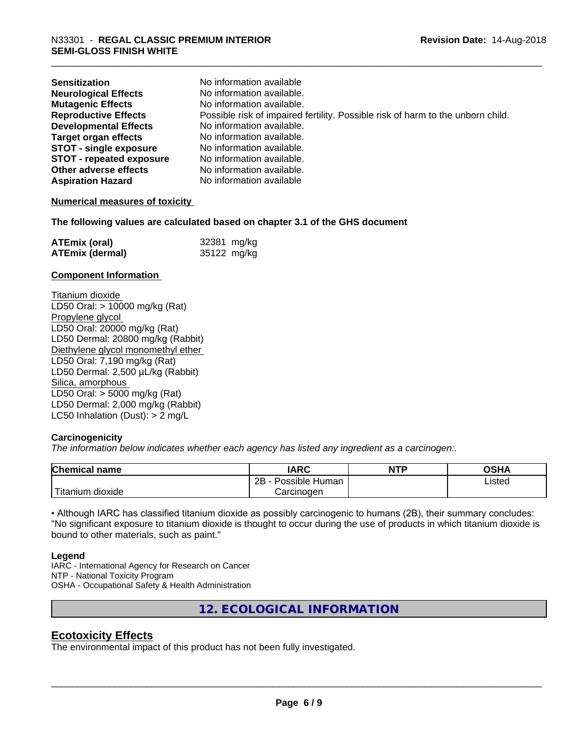| | |
|---|---|
| **Sensitization** | No information available |
| **Neurological Effects** | No information available. |
| **Mutagenic Effects** | No information available. |
| **Reproductive Effects** | Possible risk of impaired fertility. Possible risk of harm to the unborn child. |
| **Developmental Effects** | No information available. |
| **Target organ effects** | No information available. |
| **STOT - single exposure** | No information available. |
| **STOT - repeated exposure** | No information available. |
| **Other adverse effects** | No information available. |
| **Aspiration Hazard** | No information available |

**Numerical measures of toxicity**

**The following values are calculated based on chapter 3.1 of the GHS document**

| | |
|---|---|
| **ATEmix (oral)** | 32381 mg/kg |
| **ATEmix (dermal)** | 35122 mg/kg |

**Component Information**

Titanium dioxide
LD50 Oral: > 10000 mg/kg (Rat)
Propylene glycol
LD50 Oral: 20000 mg/kg (Rat)
LD50 Dermal: 20800 mg/kg (Rabbit)
Diethylene glycol monomethyl ether
LD50 Oral: 7,190 mg/kg (Rat)
LD50 Dermal: 2,500 µL/kg (Rabbit)
Silica, amorphous
LD50 Oral: > 5000 mg/kg (Rat)
LD50 Dermal: 2,000 mg/kg (Rabbit)
LC50 Inhalation (Dust): > 2 mg/L

**Carcinogenicity**

*The information below indicates whether each agency has listed any ingredient as a carcinogen:.*

| Chemical name | IARC | NTP | OSHA |
|---|---|---|---|
| Titanium dioxide | 2B - Possible Human Carcinogen | | Listed |

• Although IARC has classified titanium dioxide as possibly carcinogenic to humans (2B), their summary concludes: "No significant exposure to titanium dioxide is thought to occur during the use of products in which titanium dioxide is bound to other materials, such as paint."

**Legend**

IARC - International Agency for Research on Cancer
NTP - National Toxicity Program
OSHA - Occupational Safety & Health Administration

## 12. ECOLOGICAL INFORMATION

## Ecotoxicity Effects

The environmental impact of this product has not been fully investigated.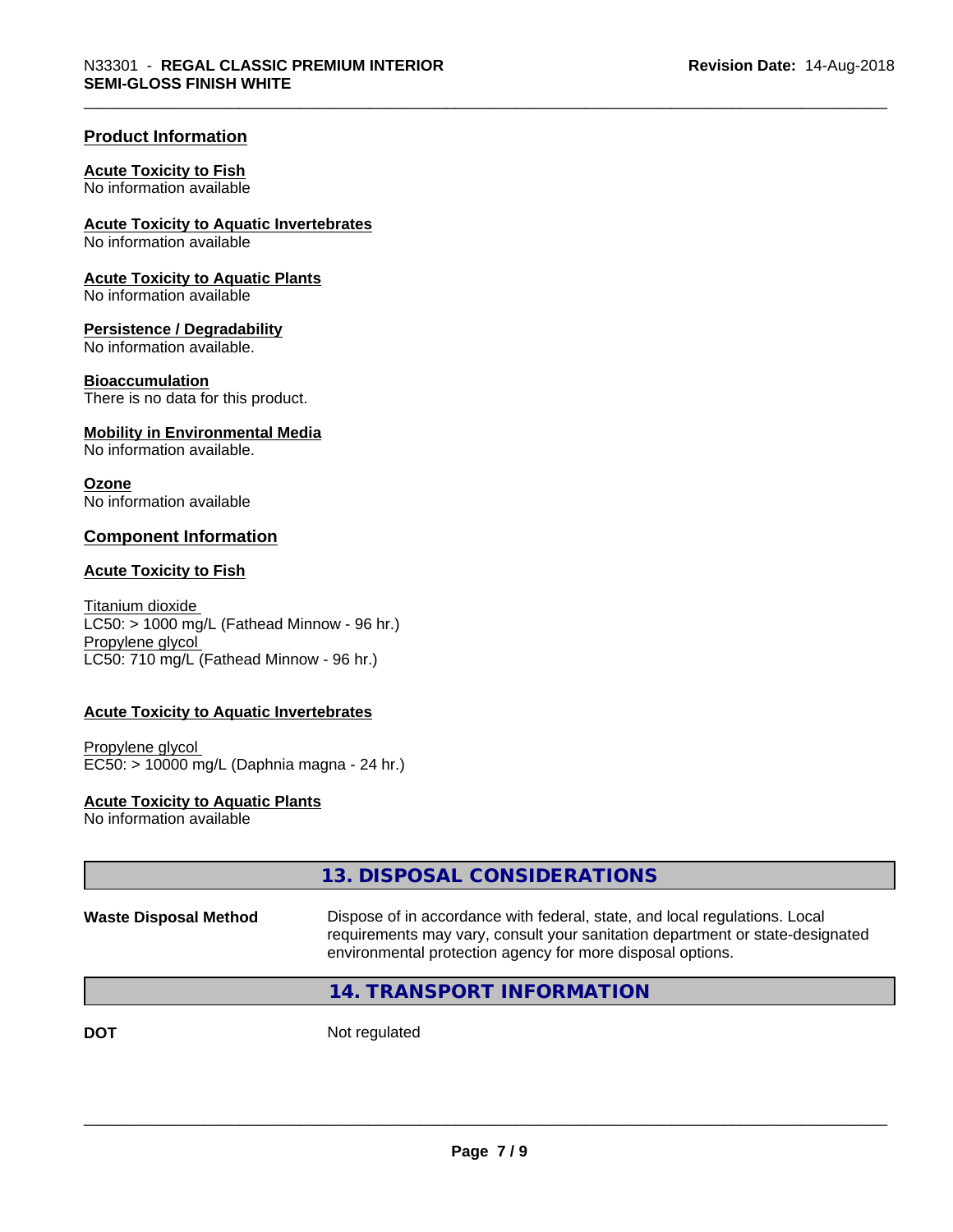## Product Information

**Acute Toxicity to Fish**
No information available

**Acute Toxicity to Aquatic Invertebrates**
No information available

**Acute Toxicity to Aquatic Plants**
No information available

**Persistence / Degradability**
No information available.

**Bioaccumulation**
There is no data for this product.

**Mobility in Environmental Media**
No information available.

**Ozone**
No information available

## Component Information

**Acute Toxicity to Fish**

Titanium dioxide
LC50: > 1000 mg/L (Fathead Minnow - 96 hr.)
Propylene glycol
LC50: 710 mg/L (Fathead Minnow - 96 hr.)

**Acute Toxicity to Aquatic Invertebrates**

Propylene glycol
EC50: > 10000 mg/L (Daphnia magna - 24 hr.)

**Acute Toxicity to Aquatic Plants**
No information available

## 13. DISPOSAL CONSIDERATIONS

**Waste Disposal Method** Dispose of in accordance with federal, state, and local regulations. Local requirements may vary, consult your sanitation department or state-designated environmental protection agency for more disposal options.

## 14. TRANSPORT INFORMATION

**DOT** Not regulated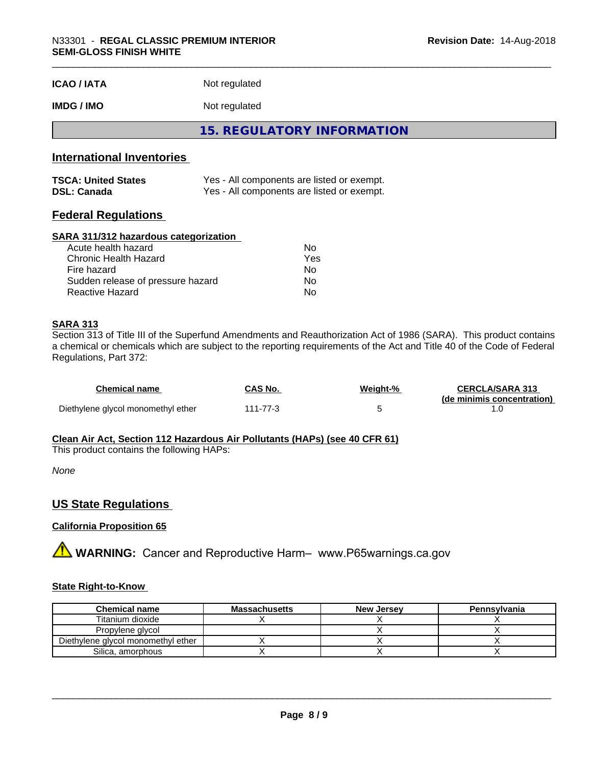| | |
|---|---|
| **ICAO / IATA** | Not regulated |
| **IMDG / IMO** | Not regulated |

## 15. REGULATORY INFORMATION

### International Inventories

| | |
|---|---|
| **TSCA: United States** | Yes - All components are listed or exempt. |
| **DSL: Canada** | Yes - All components are listed or exempt. |

### Federal Regulations

**SARA 311/312 hazardous categorization**

| | |
|---|---|
| Acute health hazard | No |
| Chronic Health Hazard | Yes |
| Fire hazard | No |
| Sudden release of pressure hazard | No |
| Reactive Hazard | No |

**SARA 313**

Section 313 of Title III of the Superfund Amendments and Reauthorization Act of 1986 (SARA). This product contains a chemical or chemicals which are subject to the reporting requirements of the Act and Title 40 of the Code of Federal Regulations, Part 372:

| Chemical name | CAS No. | Weight-% | CERCLA/SARA 313 (de minimis concentration) |
|---|---|---|---|
| Diethylene glycol monomethyl ether | 111-77-3 | 5 | 1.0 |

**Clean Air Act, Section 112 Hazardous Air Pollutants (HAPs) (see 40 CFR 61)**

This product contains the following HAPs:

*None*

### US State Regulations

**California Proposition 65**

⚠ **WARNING:** Cancer and Reproductive Harm– www.P65warnings.ca.gov

**State Right-to-Know**

| Chemical name | Massachusetts | New Jersey | Pennsylvania |
|---|---|---|---|
| Titanium dioxide | X | X | X |
| Propylene glycol | | X | X |
| Diethylene glycol monomethyl ether | X | X | X |
| Silica, amorphous | X | X | X |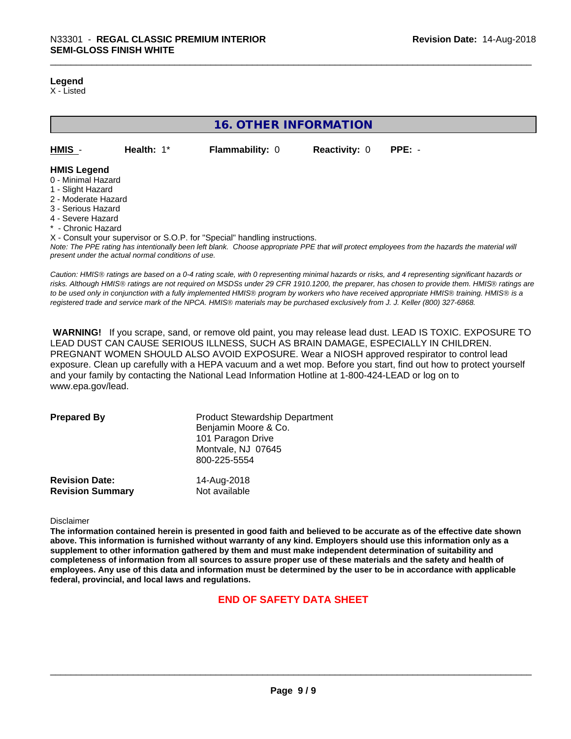**Legend**
X - Listed

## 16. OTHER INFORMATION

| | | | | |
|---|---|---|---|---|
| **HMIS** - | **Health:** 1* | **Flammability:** 0 | **Reactivity:** 0 | **PPE:** - |

**HMIS Legend**
0 - Minimal Hazard
1 - Slight Hazard
2 - Moderate Hazard
3 - Serious Hazard
4 - Severe Hazard
* - Chronic Hazard
X - Consult your supervisor or S.O.P. for "Special" handling instructions.
*Note: The PPE rating has intentionally been left blank. Choose appropriate PPE that will protect employees from the hazards the material will present under the actual normal conditions of use.*

*Caution: HMIS® ratings are based on a 0-4 rating scale, with 0 representing minimal hazards or risks, and 4 representing significant hazards or risks. Although HMIS® ratings are not required on MSDSs under 29 CFR 1910.1200, the preparer, has chosen to provide them. HMIS® ratings are to be used only in conjunction with a fully implemented HMIS® program by workers who have received appropriate HMIS® training. HMIS® is a registered trade and service mark of the NPCA. HMIS® materials may be purchased exclusively from J. J. Keller (800) 327-6868.*

**WARNING!** If you scrape, sand, or remove old paint, you may release lead dust. LEAD IS TOXIC. EXPOSURE TO LEAD DUST CAN CAUSE SERIOUS ILLNESS, SUCH AS BRAIN DAMAGE, ESPECIALLY IN CHILDREN. PREGNANT WOMEN SHOULD ALSO AVOID EXPOSURE. Wear a NIOSH approved respirator to control lead exposure. Clean up carefully with a HEPA vacuum and a wet mop. Before you start, find out how to protect yourself and your family by contacting the National Lead Information Hotline at 1-800-424-LEAD or log on to www.epa.gov/lead.

| | |
|---|---|
| **Prepared By** | Product Stewardship Department<br>Benjamin Moore & Co.<br>101 Paragon Drive<br>Montvale, NJ 07645<br>800-225-5554 |
| **Revision Date:** | 14-Aug-2018 |
| **Revision Summary** | Not available |

Disclaimer
**The information contained herein is presented in good faith and believed to be accurate as of the effective date shown above. This information is furnished without warranty of any kind. Employers should use this information only as a supplement to other information gathered by them and must make independent determination of suitability and completeness of information from all sources to assure proper use of these materials and the safety and health of employees. Any use of this data and information must be determined by the user to be in accordance with applicable federal, provincial, and local laws and regulations.**

**END OF SAFETY DATA SHEET**